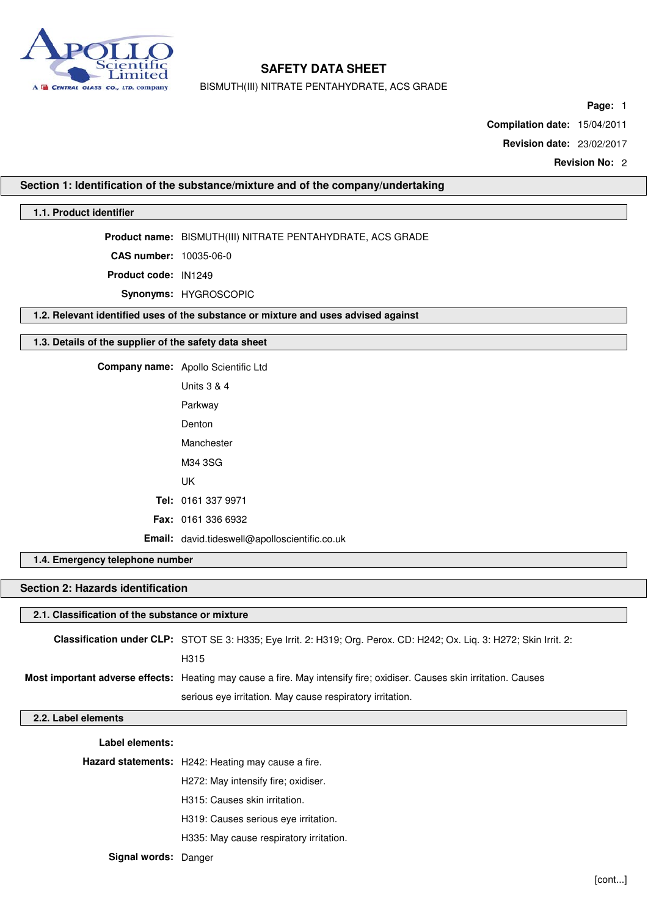# SAFETY DATA SHEET

BISMUTH(III) NITRATE PENTAHYDRATE, ACS GRADE

**Page:** 1

**Compilation date:** 15/04/2011

**Revision date:** 23/02/2017

**Revision No:** 2

## Section 1: Identification of the substance/mixture and of the company/undertaking

### 1.1. Product identifier

**Product name:** BISMUTH(III) NITRATE PENTAHYDRATE, ACS GRADE

**CAS number:** 10035-06-0

**Product code:** IN1249

**Synonyms:** HYGROSCOPIC

### 1.2. Relevant identified uses of the substance or mixture and uses advised against

### 1.3. Details of the supplier of the safety data sheet

**Company name:** Apollo Scientific Ltd

Units 3 & 4

Parkway

Denton

Manchester

M34 3SG

UK

**Tel:** 0161 337 9971

**Fax:** 0161 336 6932

**Email:** david.tideswell@apolloscientific.co.uk

### 1.4. Emergency telephone number

## Section 2: Hazards identification

### 2.1. Classification of the substance or mixture

**Classification under CLP:** STOT SE 3: H335; Eye Irrit. 2: H319; Org. Perox. CD: H242; Ox. Liq. 3: H272; Skin Irrit. 2: H315

**Most important adverse effects:** Heating may cause a fire. May intensify fire; oxidiser. Causes skin irritation. Causes serious eye irritation. May cause respiratory irritation.

### 2.2. Label elements

**Label elements:**

**Hazard statements:**

H242: Heating may cause a fire.

H272: May intensify fire; oxidiser.

H315: Causes skin irritation.

H319: Causes serious eye irritation.

H335: May cause respiratory irritation.

**Signal words:** Danger

[cont...]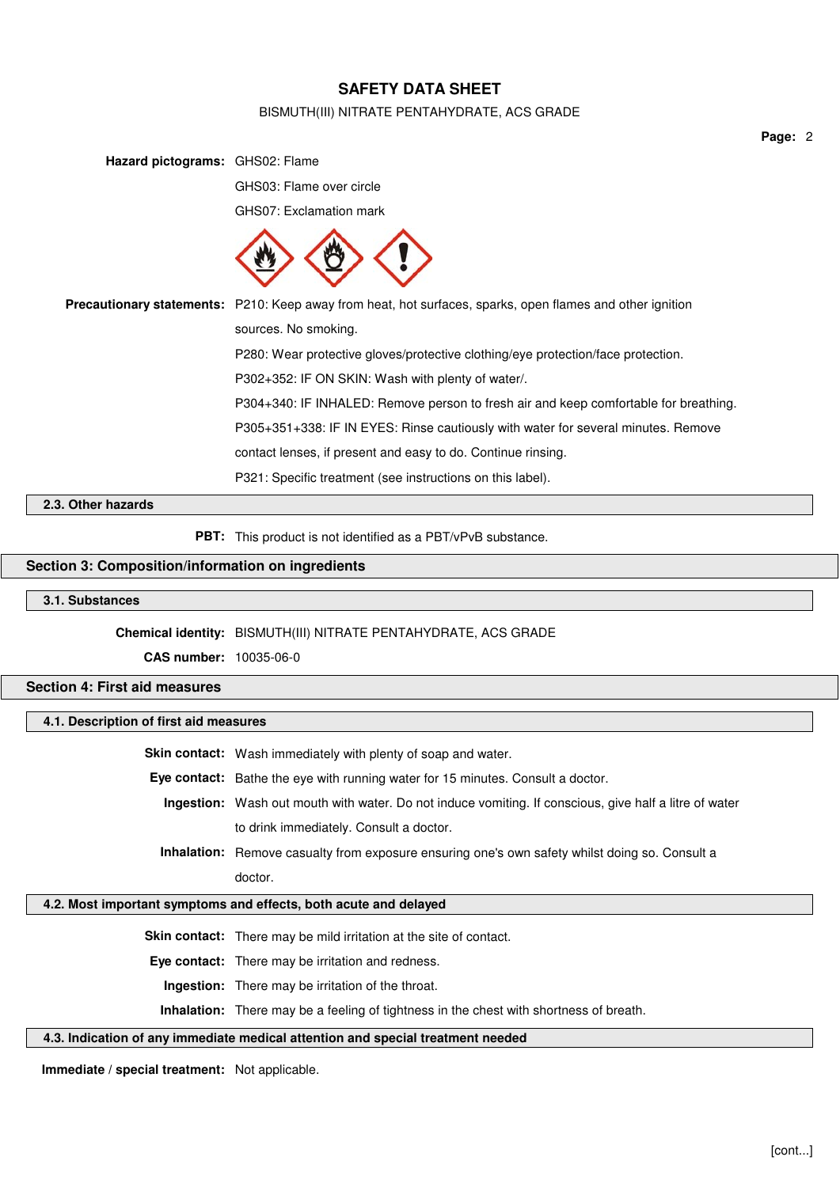**Hazard pictograms:** GHS02: Flame

GHS03: Flame over circle

GHS07: Exclamation mark

**Precautionary statements:** P210: Keep away from heat, hot surfaces, sparks, open flames and other ignition sources. No smoking.

P280: Wear protective gloves/protective clothing/eye protection/face protection.

P302+352: IF ON SKIN: Wash with plenty of water/.

P304+340: IF INHALED: Remove person to fresh air and keep comfortable for breathing.

P305+351+338: IF IN EYES: Rinse cautiously with water for several minutes. Remove contact lenses, if present and easy to do. Continue rinsing.

P321: Specific treatment (see instructions on this label).

### 2.3. Other hazards

**PBT:** This product is not identified as a PBT/vPvB substance.

## Section 3: Composition/information on ingredients

### 3.1. Substances

**Chemical identity:** BISMUTH(III) NITRATE PENTAHYDRATE, ACS GRADE

**CAS number:** 10035-06-0

## Section 4: First aid measures

### 4.1. Description of first aid measures

**Skin contact:** Wash immediately with plenty of soap and water.

**Eye contact:** Bathe the eye with running water for 15 minutes. Consult a doctor.

**Ingestion:** Wash out mouth with water. Do not induce vomiting. If conscious, give half a litre of water to drink immediately. Consult a doctor.

**Inhalation:** Remove casualty from exposure ensuring one's own safety whilst doing so. Consult a doctor.

### 4.2. Most important symptoms and effects, both acute and delayed

**Skin contact:** There may be mild irritation at the site of contact.

**Eye contact:** There may be irritation and redness.

**Ingestion:** There may be irritation of the throat.

**Inhalation:** There may be a feeling of tightness in the chest with shortness of breath.

### 4.3. Indication of any immediate medical attention and special treatment needed

**Immediate / special treatment:** Not applicable.

[cont...]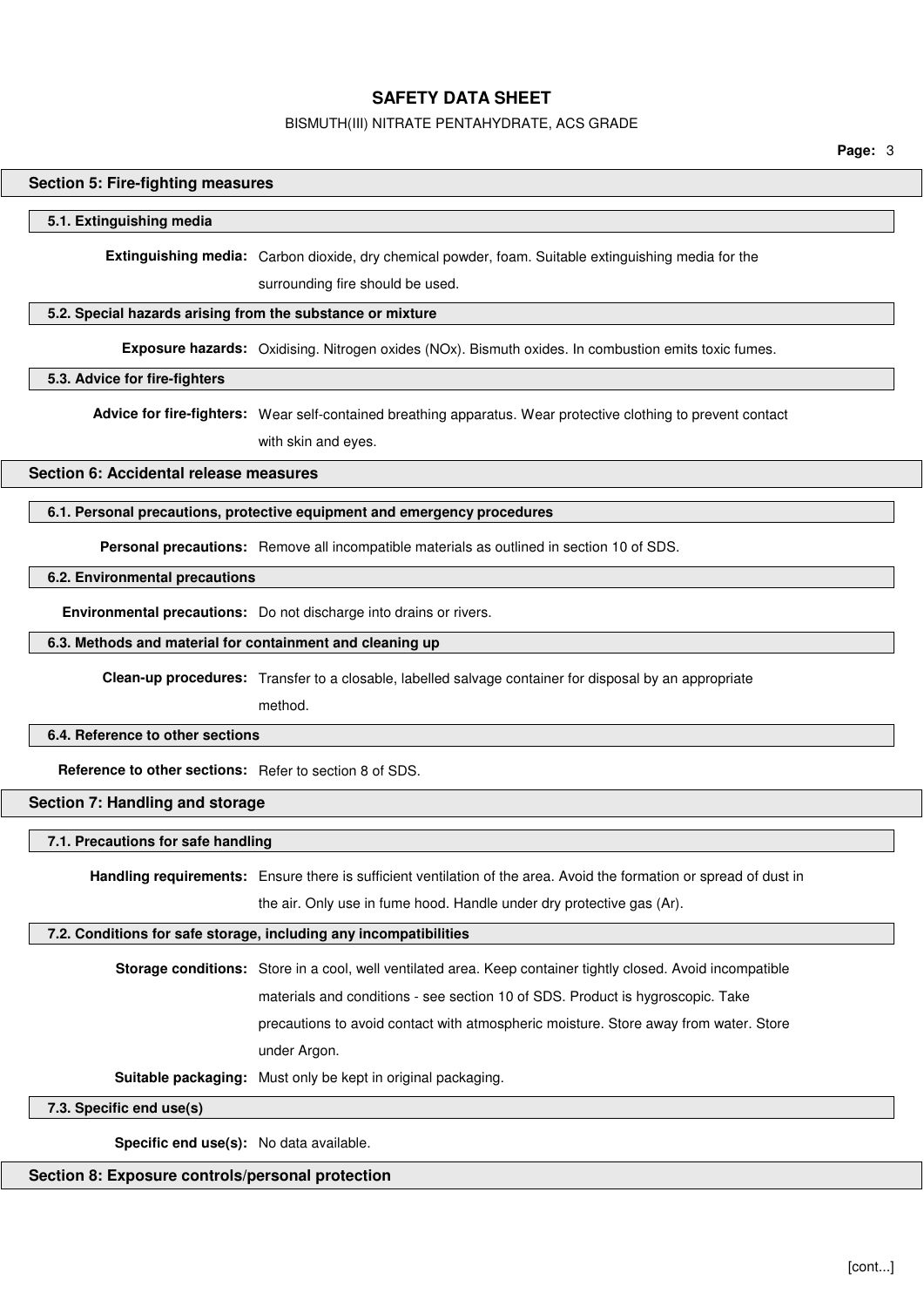## Section 5: Fire-fighting measures

### 5.1. Extinguishing media

**Extinguishing media:** Carbon dioxide, dry chemical powder, foam. Suitable extinguishing media for the surrounding fire should be used.

### 5.2. Special hazards arising from the substance or mixture

**Exposure hazards:** Oxidising. Nitrogen oxides (NOx). Bismuth oxides. In combustion emits toxic fumes.

### 5.3. Advice for fire-fighters

**Advice for fire-fighters:** Wear self-contained breathing apparatus. Wear protective clothing to prevent contact with skin and eyes.

## Section 6: Accidental release measures

### 6.1. Personal precautions, protective equipment and emergency procedures

**Personal precautions:** Remove all incompatible materials as outlined in section 10 of SDS.

### 6.2. Environmental precautions

**Environmental precautions:** Do not discharge into drains or rivers.

### 6.3. Methods and material for containment and cleaning up

**Clean-up procedures:** Transfer to a closable, labelled salvage container for disposal by an appropriate method.

### 6.4. Reference to other sections

**Reference to other sections:** Refer to section 8 of SDS.

## Section 7: Handling and storage

### 7.1. Precautions for safe handling

**Handling requirements:** Ensure there is sufficient ventilation of the area. Avoid the formation or spread of dust in the air. Only use in fume hood. Handle under dry protective gas (Ar).

### 7.2. Conditions for safe storage, including any incompatibilities

**Storage conditions:** Store in a cool, well ventilated area. Keep container tightly closed. Avoid incompatible materials and conditions - see section 10 of SDS. Product is hygroscopic. Take precautions to avoid contact with atmospheric moisture. Store away from water. Store under Argon.

**Suitable packaging:** Must only be kept in original packaging.

### 7.3. Specific end use(s)

**Specific end use(s):** No data available.

## Section 8: Exposure controls/personal protection

[cont...]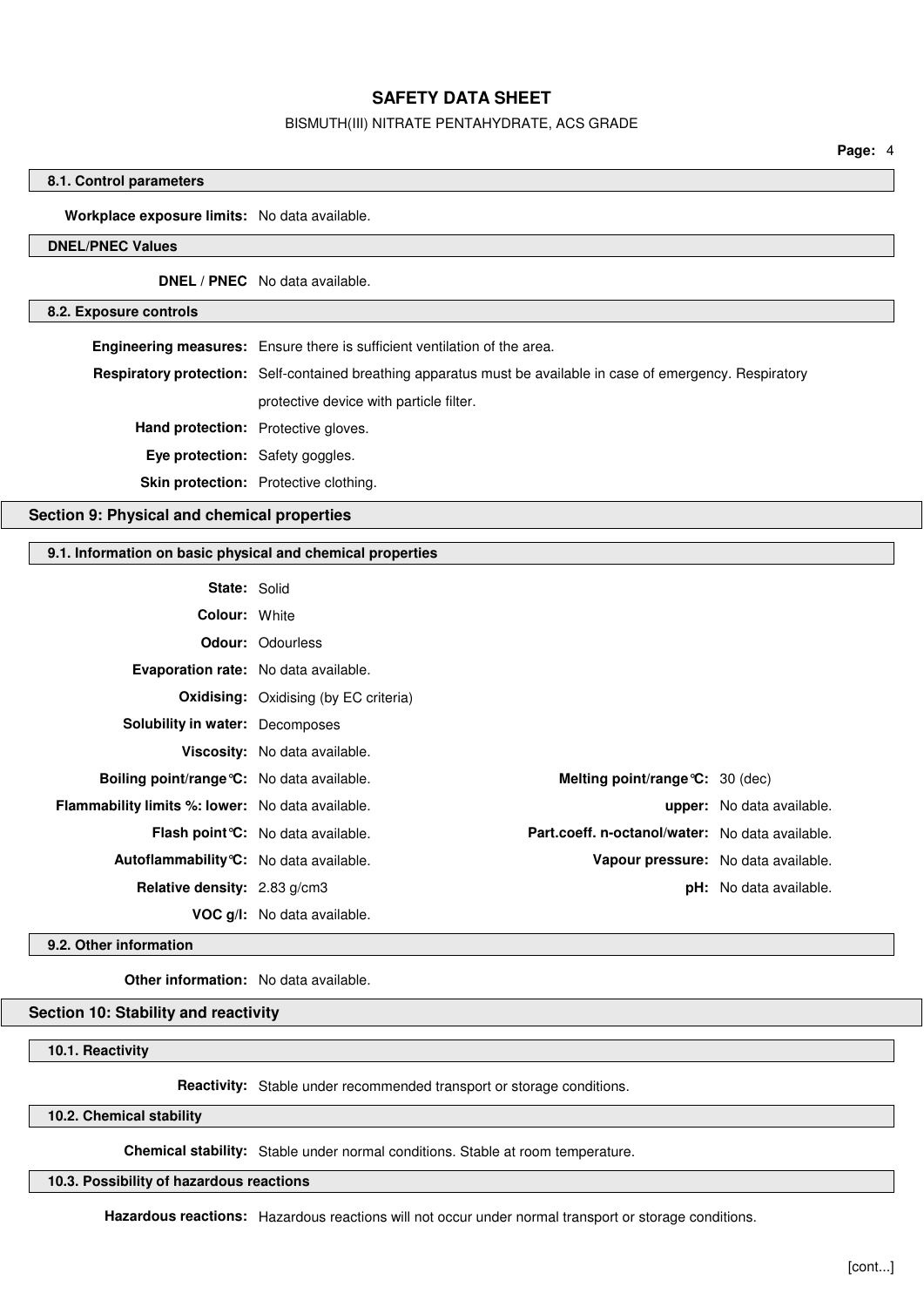### 8.1. Control parameters

**Workplace exposure limits:** No data available.

### DNEL/PNEC Values

**DNEL / PNEC** No data available.

### 8.2. Exposure controls

**Engineering measures:** Ensure there is sufficient ventilation of the area.

**Respiratory protection:** Self-contained breathing apparatus must be available in case of emergency. Respiratory protective device with particle filter.

**Hand protection:** Protective gloves.

**Eye protection:** Safety goggles.

**Skin protection:** Protective clothing.

## Section 9: Physical and chemical properties

### 9.1. Information on basic physical and chemical properties

**State:** Solid

**Colour:** White

**Odour:** Odourless

**Evaporation rate:** No data available.

**Oxidising:** Oxidising (by EC criteria)

**Solubility in water:** Decomposes

**Viscosity:** No data available.

| | | | |
|---|---|---|---|
| **Boiling point/range°C:** | No data available. | **Melting point/range°C:** | 30 (dec) |
| **Flammability limits %: lower:** | No data available. | **upper:** | No data available. |
| **Flash point°C:** | No data available. | **Part.coeff. n-octanol/water:** | No data available. |
| **Autoflammability°C:** | No data available. | **Vapour pressure:** | No data available. |
| **Relative density:** | 2.83 g/cm3 | **pH:** | No data available. |
| **VOC g/l:** | No data available. | | |

### 9.2. Other information

**Other information:** No data available.

## Section 10: Stability and reactivity

### 10.1. Reactivity

**Reactivity:** Stable under recommended transport or storage conditions.

### 10.2. Chemical stability

**Chemical stability:** Stable under normal conditions. Stable at room temperature.

### 10.3. Possibility of hazardous reactions

**Hazardous reactions:** Hazardous reactions will not occur under normal transport or storage conditions.

[cont...]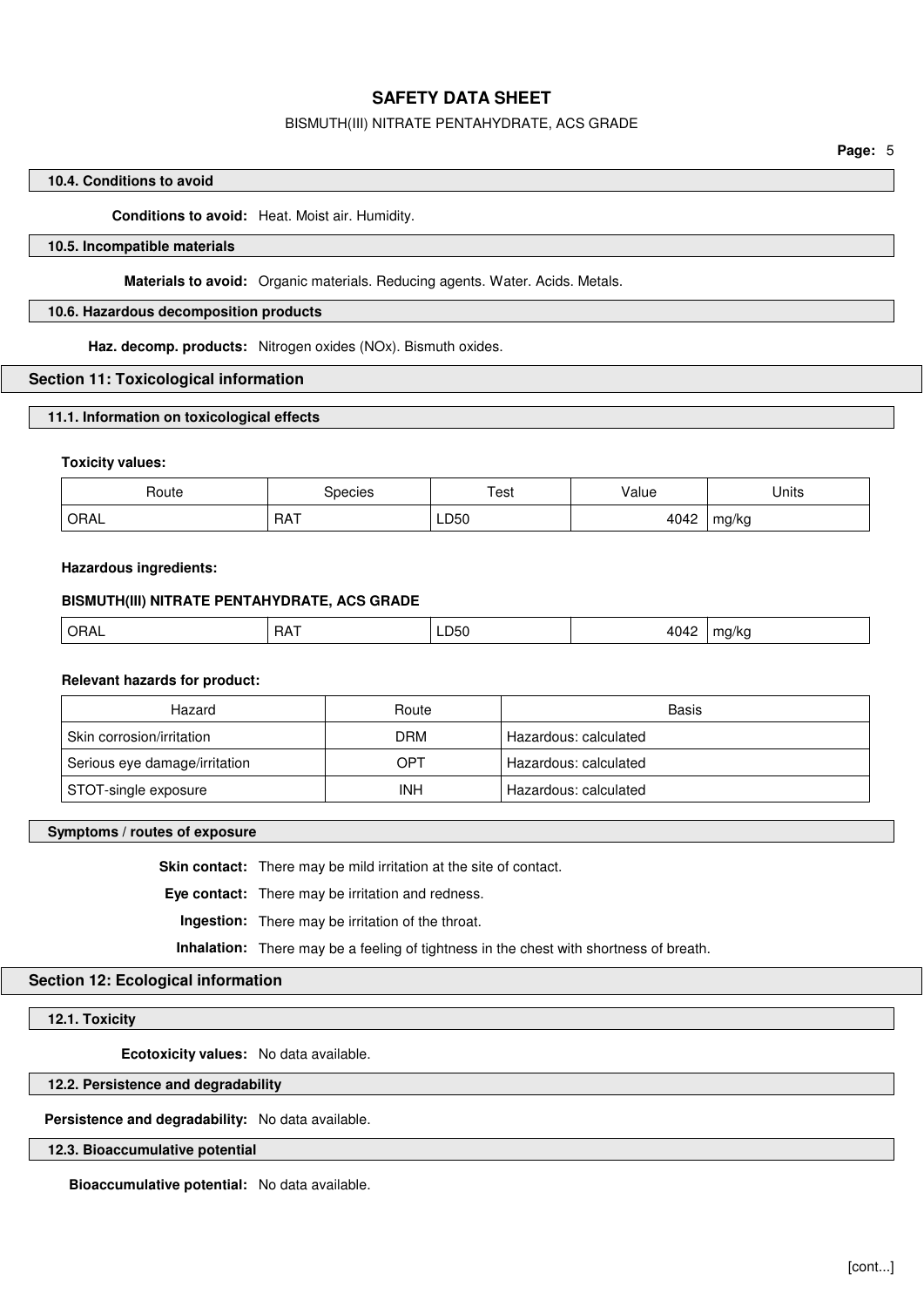### 10.4. Conditions to avoid

**Conditions to avoid:** Heat. Moist air. Humidity.

### 10.5. Incompatible materials

**Materials to avoid:** Organic materials. Reducing agents. Water. Acids. Metals.

### 10.6. Hazardous decomposition products

**Haz. decomp. products:** Nitrogen oxides (NOx). Bismuth oxides.

## Section 11: Toxicological information

### 11.1. Information on toxicological effects

**Toxicity values:**

| Route | Species | Test | Value | Units |
|---|---|---|---|---|
| ORAL | RAT | LD50 | 4042 | mg/kg |

**Hazardous ingredients:**

**BISMUTH(III) NITRATE PENTAHYDRATE, ACS GRADE**

| | | | | |
|---|---|---|---|---|
| ORAL | RAT | LD50 | 4042 | mg/kg |

**Relevant hazards for product:**

| Hazard | Route | Basis |
|---|---|---|
| Skin corrosion/irritation | DRM | Hazardous: calculated |
| Serious eye damage/irritation | OPT | Hazardous: calculated |
| STOT-single exposure | INH | Hazardous: calculated |

### Symptoms / routes of exposure

**Skin contact:** There may be mild irritation at the site of contact.

**Eye contact:** There may be irritation and redness.

**Ingestion:** There may be irritation of the throat.

**Inhalation:** There may be a feeling of tightness in the chest with shortness of breath.

## Section 12: Ecological information

### 12.1. Toxicity

**Ecotoxicity values:** No data available.

### 12.2. Persistence and degradability

**Persistence and degradability:** No data available.

### 12.3. Bioaccumulative potential

**Bioaccumulative potential:** No data available.

[cont...]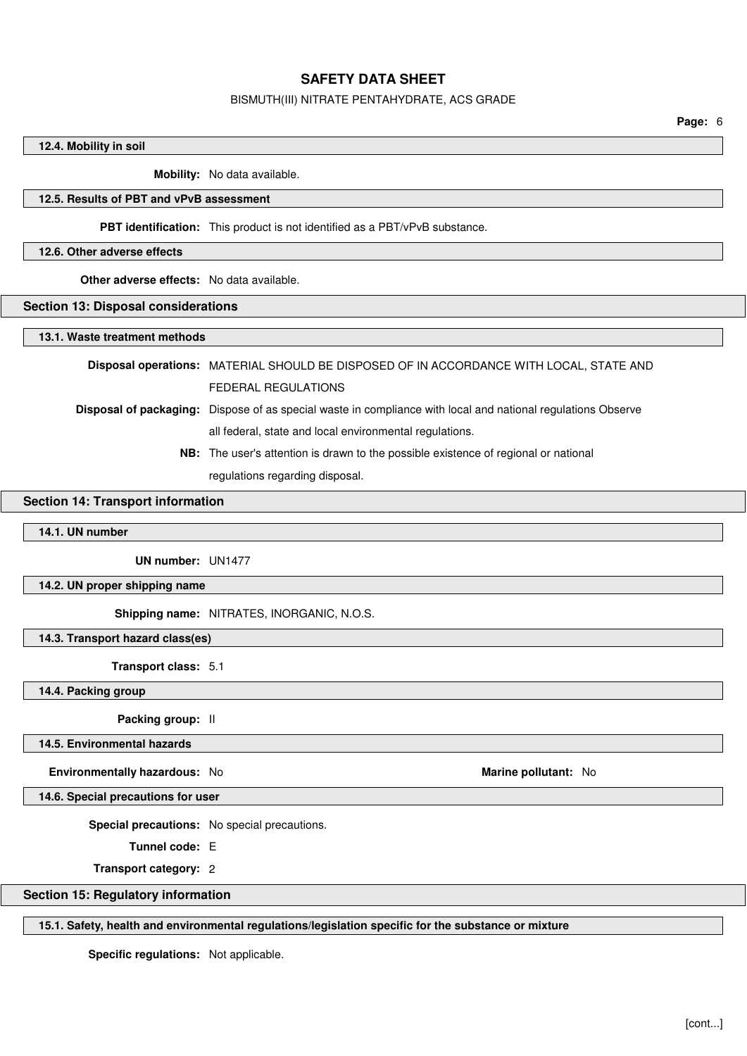### 12.4. Mobility in soil

**Mobility:** No data available.

### 12.5. Results of PBT and vPvB assessment

**PBT identification:** This product is not identified as a PBT/vPvB substance.

### 12.6. Other adverse effects

**Other adverse effects:** No data available.

## Section 13: Disposal considerations

### 13.1. Waste treatment methods

**Disposal operations:** MATERIAL SHOULD BE DISPOSED OF IN ACCORDANCE WITH LOCAL, STATE AND FEDERAL REGULATIONS

**Disposal of packaging:** Dispose of as special waste in compliance with local and national regulations Observe all federal, state and local environmental regulations.

**NB:** The user's attention is drawn to the possible existence of regional or national regulations regarding disposal.

## Section 14: Transport information

### 14.1. UN number

**UN number:** UN1477

### 14.2. UN proper shipping name

**Shipping name:** NITRATES, INORGANIC, N.O.S.

### 14.3. Transport hazard class(es)

**Transport class:** 5.1

### 14.4. Packing group

**Packing group:** II

### 14.5. Environmental hazards

**Environmentally hazardous:** No

**Marine pollutant:** No

### 14.6. Special precautions for user

**Special precautions:** No special precautions.

**Tunnel code:** E

**Transport category:** 2

## Section 15: Regulatory information

### 15.1. Safety, health and environmental regulations/legislation specific for the substance or mixture

**Specific regulations:** Not applicable.

[cont...]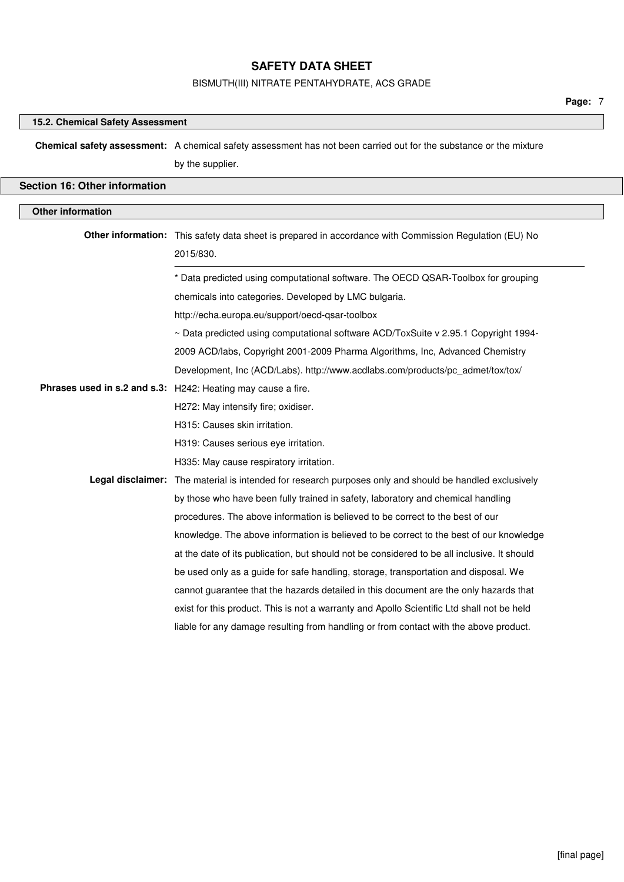### 15.2. Chemical Safety Assessment

**Chemical safety assessment:** A chemical safety assessment has not been carried out for the substance or the mixture by the supplier.

## Section 16: Other information

### Other information

**Other information:** This safety data sheet is prepared in accordance with Commission Regulation (EU) No 2015/830.

---

* Data predicted using computational software. The OECD QSAR-Toolbox for grouping chemicals into categories. Developed by LMC bulgaria. http://echa.europa.eu/support/oecd-qsar-toolbox

~ Data predicted using computational software ACD/ToxSuite v 2.95.1 Copyright 1994-2009 ACD/labs, Copyright 2001-2009 Pharma Algorithms, Inc, Advanced Chemistry Development, Inc (ACD/Labs). http://www.acdlabs.com/products/pc_admet/tox/tox/

**Phrases used in s.2 and s.3:** H242: Heating may cause a fire.

H272: May intensify fire; oxidiser.

H315: Causes skin irritation.

H319: Causes serious eye irritation.

H335: May cause respiratory irritation.

**Legal disclaimer:** The material is intended for research purposes only and should be handled exclusively by those who have been fully trained in safety, laboratory and chemical handling procedures. The above information is believed to be correct to the best of our knowledge. The above information is believed to be correct to the best of our knowledge at the date of its publication, but should not be considered to be all inclusive. It should be used only as a guide for safe handling, storage, transportation and disposal. We cannot guarantee that the hazards detailed in this document are the only hazards that exist for this product. This is not a warranty and Apollo Scientific Ltd shall not be held liable for any damage resulting from handling or from contact with the above product.